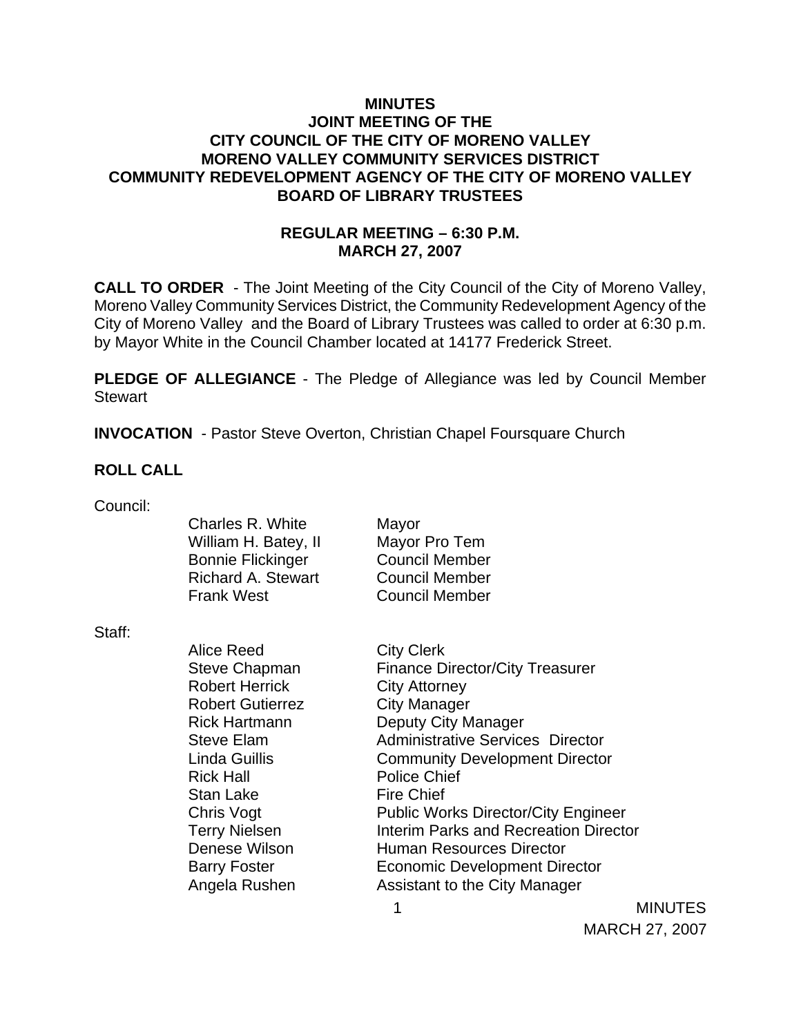# MINUTES
## JOINT MEETING OF THE
## CITY COUNCIL OF THE CITY OF MORENO VALLEY
## MORENO VALLEY COMMUNITY SERVICES DISTRICT
## COMMUNITY REDEVELOPMENT AGENCY OF THE CITY OF MORENO VALLEY
## BOARD OF LIBRARY TRUSTEES

### REGULAR MEETING – 6:30 P.M.
### MARCH 27, 2007

**CALL TO ORDER** - The Joint Meeting of the City Council of the City of Moreno Valley, Moreno Valley Community Services District, the Community Redevelopment Agency of the City of Moreno Valley and the Board of Library Trustees was called to order at 6:30 p.m. by Mayor White in the Council Chamber located at 14177 Frederick Street.

**PLEDGE OF ALLEGIANCE** - The Pledge of Allegiance was led by Council Member Stewart

**INVOCATION** - Pastor Steve Overton, Christian Chapel Foursquare Church

**ROLL CALL**

Council:

| | |
|---|---|
| Charles R. White | Mayor |
| William H. Batey, II | Mayor Pro Tem |
| Bonnie Flickinger | Council Member |
| Richard A. Stewart | Council Member |
| Frank West | Council Member |

Staff:

| | |
|---|---|
| Alice Reed | City Clerk |
| Steve Chapman | Finance Director/City Treasurer |
| Robert Herrick | City Attorney |
| Robert Gutierrez | City Manager |
| Rick Hartmann | Deputy City Manager |
| Steve Elam | Administrative Services Director |
| Linda Guillis | Community Development Director |
| Rick Hall | Police Chief |
| Stan Lake | Fire Chief |
| Chris Vogt | Public Works Director/City Engineer |
| Terry Nielsen | Interim Parks and Recreation Director |
| Denese Wilson | Human Resources Director |
| Barry Foster | Economic Development Director |
| Angela Rushen | Assistant to the City Manager |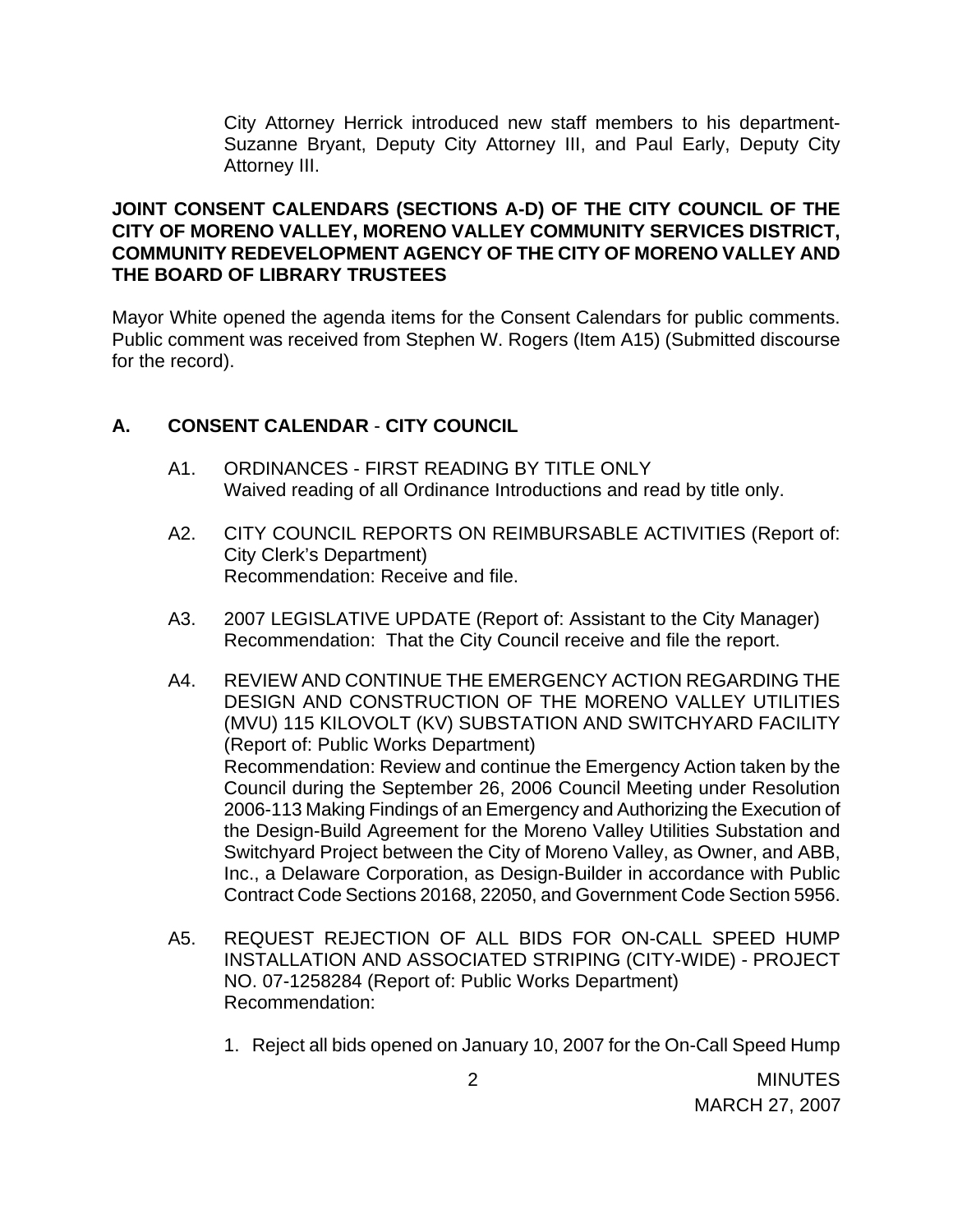City Attorney Herrick introduced new staff members to his department- Suzanne Bryant, Deputy City Attorney III, and Paul Early, Deputy City Attorney III.

**JOINT CONSENT CALENDARS (SECTIONS A-D) OF THE CITY COUNCIL OF THE CITY OF MORENO VALLEY, MORENO VALLEY COMMUNITY SERVICES DISTRICT, COMMUNITY REDEVELOPMENT AGENCY OF THE CITY OF MORENO VALLEY AND THE BOARD OF LIBRARY TRUSTEES**

Mayor White opened the agenda items for the Consent Calendars for public comments. Public comment was received from Stephen W. Rogers (Item A15) (Submitted discourse for the record).

**A. CONSENT CALENDAR - CITY COUNCIL**

A1. ORDINANCES - FIRST READING BY TITLE ONLY
Waived reading of all Ordinance Introductions and read by title only.

A2. CITY COUNCIL REPORTS ON REIMBURSABLE ACTIVITIES (Report of: City Clerk's Department)
Recommendation: Receive and file.

A3. 2007 LEGISLATIVE UPDATE (Report of: Assistant to the City Manager)
Recommendation: That the City Council receive and file the report.

A4. REVIEW AND CONTINUE THE EMERGENCY ACTION REGARDING THE DESIGN AND CONSTRUCTION OF THE MORENO VALLEY UTILITIES (MVU) 115 KILOVOLT (KV) SUBSTATION AND SWITCHYARD FACILITY (Report of: Public Works Department)
Recommendation: Review and continue the Emergency Action taken by the Council during the September 26, 2006 Council Meeting under Resolution 2006-113 Making Findings of an Emergency and Authorizing the Execution of the Design-Build Agreement for the Moreno Valley Utilities Substation and Switchyard Project between the City of Moreno Valley, as Owner, and ABB, Inc., a Delaware Corporation, as Design-Builder in accordance with Public Contract Code Sections 20168, 22050, and Government Code Section 5956.

A5. REQUEST REJECTION OF ALL BIDS FOR ON-CALL SPEED HUMP INSTALLATION AND ASSOCIATED STRIPING (CITY-WIDE) - PROJECT NO. 07-1258284 (Report of: Public Works Department)
Recommendation:

1. Reject all bids opened on January 10, 2007 for the On-Call Speed Hump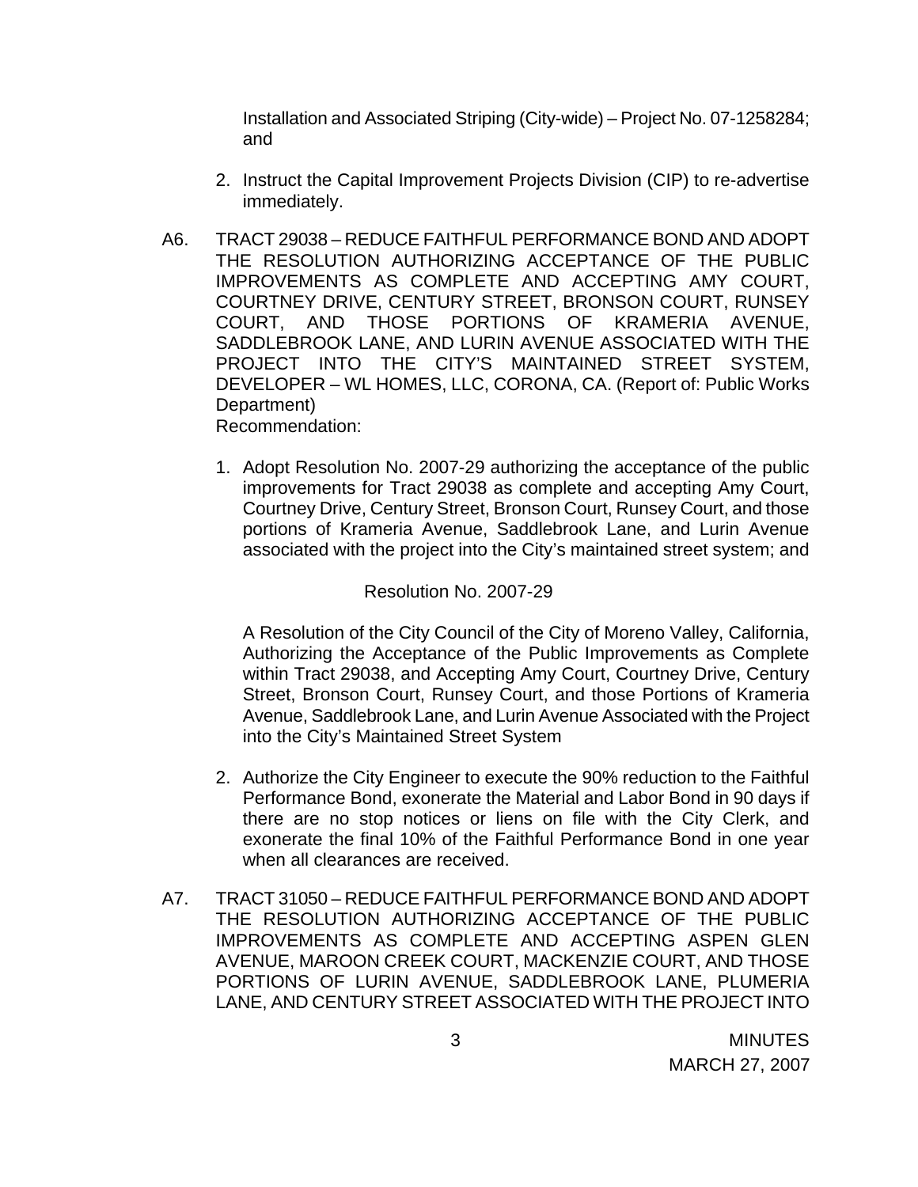Installation and Associated Striping (City-wide) – Project No. 07-1258284; and

2. Instruct the Capital Improvement Projects Division (CIP) to re-advertise immediately.

A6. TRACT 29038 – REDUCE FAITHFUL PERFORMANCE BOND AND ADOPT THE RESOLUTION AUTHORIZING ACCEPTANCE OF THE PUBLIC IMPROVEMENTS AS COMPLETE AND ACCEPTING AMY COURT, COURTNEY DRIVE, CENTURY STREET, BRONSON COURT, RUNSEY COURT, AND THOSE PORTIONS OF KRAMERIA AVENUE, SADDLEBROOK LANE, AND LURIN AVENUE ASSOCIATED WITH THE PROJECT INTO THE CITY'S MAINTAINED STREET SYSTEM, DEVELOPER – WL HOMES, LLC, CORONA, CA. (Report of: Public Works Department)
Recommendation:

1. Adopt Resolution No. 2007-29 authorizing the acceptance of the public improvements for Tract 29038 as complete and accepting Amy Court, Courtney Drive, Century Street, Bronson Court, Runsey Court, and those portions of Krameria Avenue, Saddlebrook Lane, and Lurin Avenue associated with the project into the City's maintained street system; and

   Resolution No. 2007-29

   A Resolution of the City Council of the City of Moreno Valley, California, Authorizing the Acceptance of the Public Improvements as Complete within Tract 29038, and Accepting Amy Court, Courtney Drive, Century Street, Bronson Court, Runsey Court, and those Portions of Krameria Avenue, Saddlebrook Lane, and Lurin Avenue Associated with the Project into the City's Maintained Street System

2. Authorize the City Engineer to execute the 90% reduction to the Faithful Performance Bond, exonerate the Material and Labor Bond in 90 days if there are no stop notices or liens on file with the City Clerk, and exonerate the final 10% of the Faithful Performance Bond in one year when all clearances are received.

A7. TRACT 31050 – REDUCE FAITHFUL PERFORMANCE BOND AND ADOPT THE RESOLUTION AUTHORIZING ACCEPTANCE OF THE PUBLIC IMPROVEMENTS AS COMPLETE AND ACCEPTING ASPEN GLEN AVENUE, MAROON CREEK COURT, MACKENZIE COURT, AND THOSE PORTIONS OF LURIN AVENUE, SADDLEBROOK LANE, PLUMERIA LANE, AND CENTURY STREET ASSOCIATED WITH THE PROJECT INTO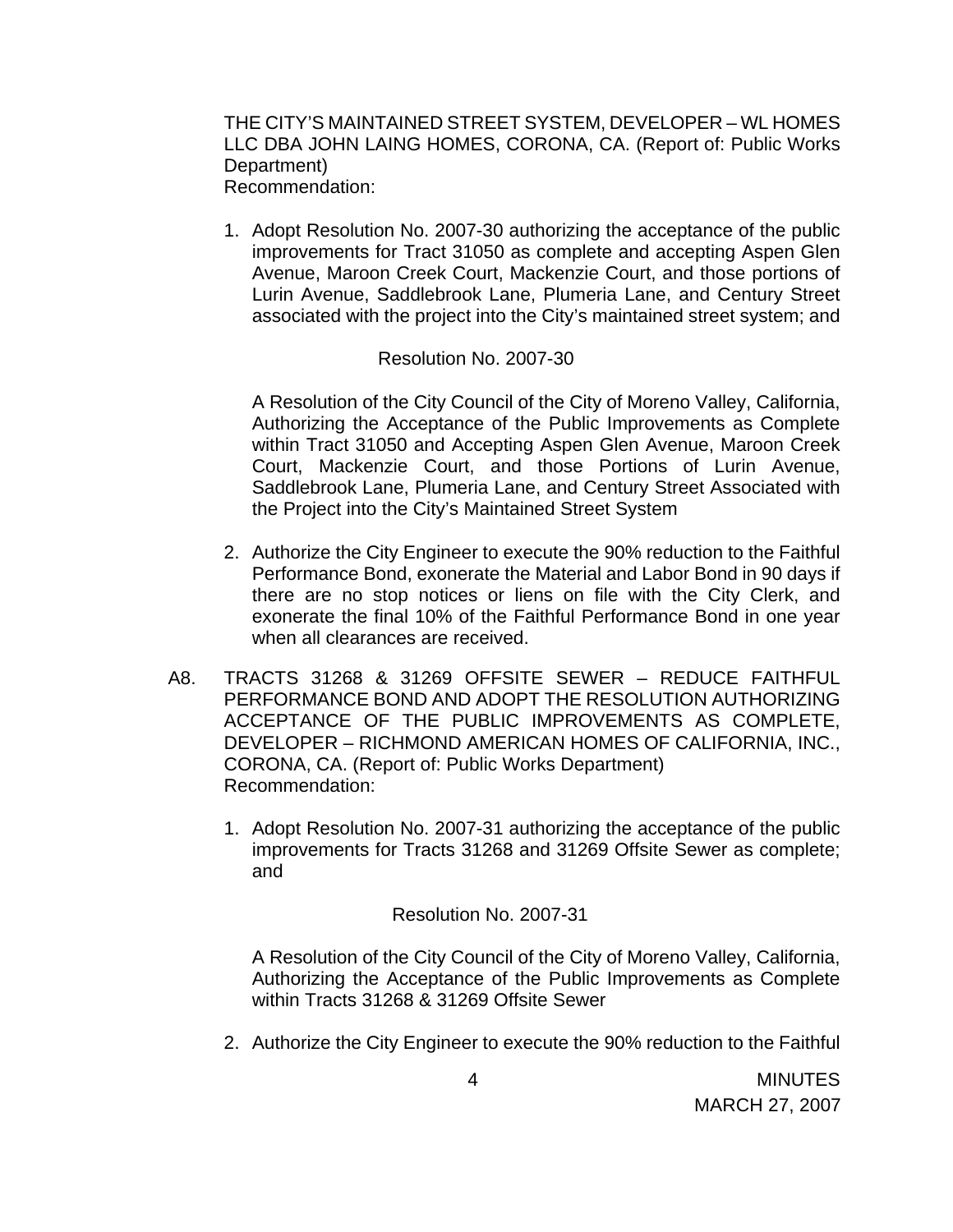THE CITY'S MAINTAINED STREET SYSTEM, DEVELOPER – WL HOMES LLC DBA JOHN LAING HOMES, CORONA, CA. (Report of: Public Works Department)
Recommendation:

1. Adopt Resolution No. 2007-30 authorizing the acceptance of the public improvements for Tract 31050 as complete and accepting Aspen Glen Avenue, Maroon Creek Court, Mackenzie Court, and those portions of Lurin Avenue, Saddlebrook Lane, Plumeria Lane, and Century Street associated with the project into the City's maintained street system; and

   Resolution No. 2007-30

   A Resolution of the City Council of the City of Moreno Valley, California, Authorizing the Acceptance of the Public Improvements as Complete within Tract 31050 and Accepting Aspen Glen Avenue, Maroon Creek Court, Mackenzie Court, and those Portions of Lurin Avenue, Saddlebrook Lane, Plumeria Lane, and Century Street Associated with the Project into the City's Maintained Street System

2. Authorize the City Engineer to execute the 90% reduction to the Faithful Performance Bond, exonerate the Material and Labor Bond in 90 days if there are no stop notices or liens on file with the City Clerk, and exonerate the final 10% of the Faithful Performance Bond in one year when all clearances are received.

A8. TRACTS 31268 & 31269 OFFSITE SEWER – REDUCE FAITHFUL PERFORMANCE BOND AND ADOPT THE RESOLUTION AUTHORIZING ACCEPTANCE OF THE PUBLIC IMPROVEMENTS AS COMPLETE, DEVELOPER – RICHMOND AMERICAN HOMES OF CALIFORNIA, INC., CORONA, CA. (Report of: Public Works Department)
Recommendation:

1. Adopt Resolution No. 2007-31 authorizing the acceptance of the public improvements for Tracts 31268 and 31269 Offsite Sewer as complete; and

   Resolution No. 2007-31

   A Resolution of the City Council of the City of Moreno Valley, California, Authorizing the Acceptance of the Public Improvements as Complete within Tracts 31268 & 31269 Offsite Sewer

2. Authorize the City Engineer to execute the 90% reduction to the Faithful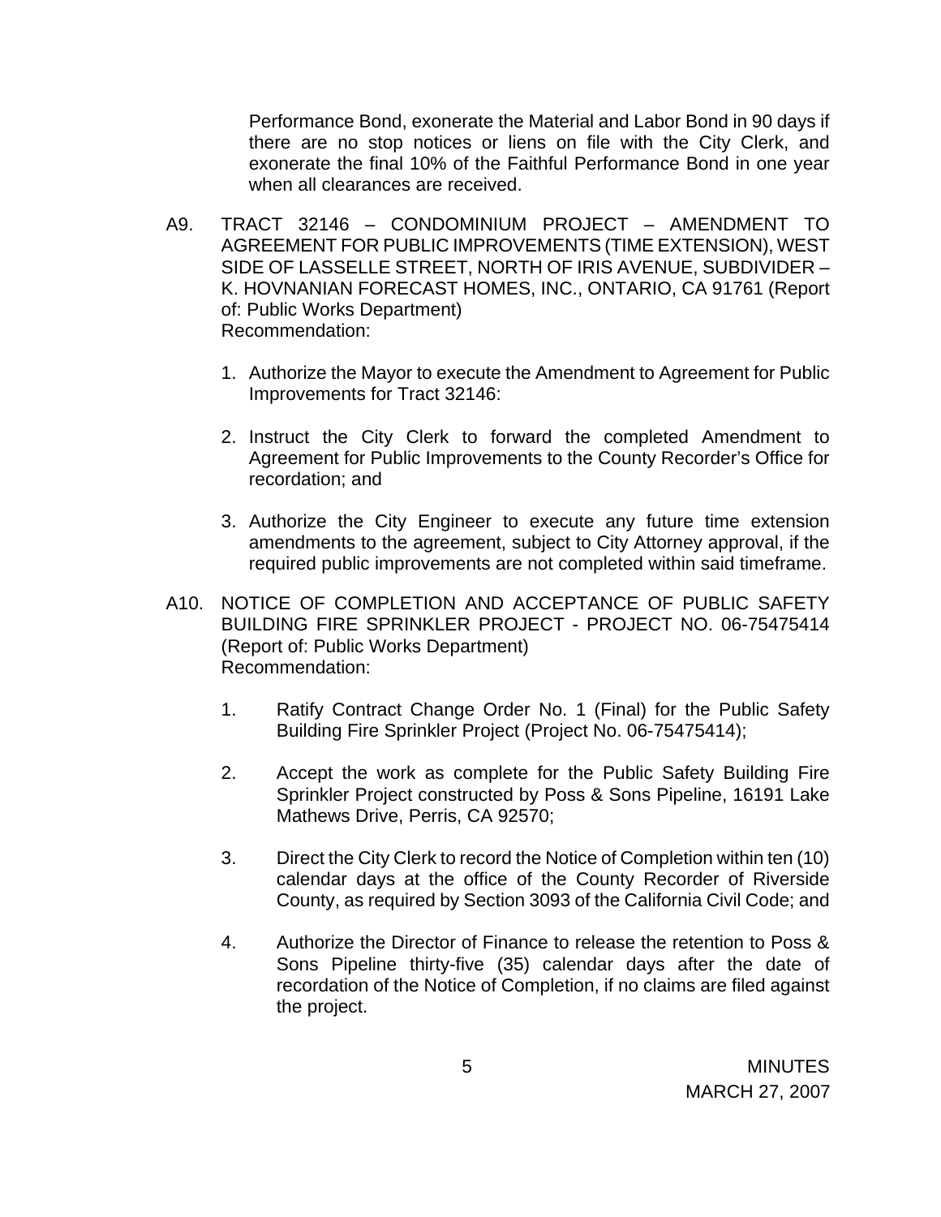Performance Bond, exonerate the Material and Labor Bond in 90 days if there are no stop notices or liens on file with the City Clerk, and exonerate the final 10% of the Faithful Performance Bond in one year when all clearances are received.

A9. TRACT 32146 – CONDOMINIUM PROJECT – AMENDMENT TO AGREEMENT FOR PUBLIC IMPROVEMENTS (TIME EXTENSION), WEST SIDE OF LASSELLE STREET, NORTH OF IRIS AVENUE, SUBDIVIDER – K. HOVNANIAN FORECAST HOMES, INC., ONTARIO, CA 91761 (Report of: Public Works Department)
Recommendation:

1. Authorize the Mayor to execute the Amendment to Agreement for Public Improvements for Tract 32146:

2. Instruct the City Clerk to forward the completed Amendment to Agreement for Public Improvements to the County Recorder's Office for recordation; and

3. Authorize the City Engineer to execute any future time extension amendments to the agreement, subject to City Attorney approval, if the required public improvements are not completed within said timeframe.

A10. NOTICE OF COMPLETION AND ACCEPTANCE OF PUBLIC SAFETY BUILDING FIRE SPRINKLER PROJECT - PROJECT NO. 06-75475414 (Report of: Public Works Department)
Recommendation:

1. Ratify Contract Change Order No. 1 (Final) for the Public Safety Building Fire Sprinkler Project (Project No. 06-75475414);

2. Accept the work as complete for the Public Safety Building Fire Sprinkler Project constructed by Poss & Sons Pipeline, 16191 Lake Mathews Drive, Perris, CA 92570;

3. Direct the City Clerk to record the Notice of Completion within ten (10) calendar days at the office of the County Recorder of Riverside County, as required by Section 3093 of the California Civil Code; and

4. Authorize the Director of Finance to release the retention to Poss & Sons Pipeline thirty-five (35) calendar days after the date of recordation of the Notice of Completion, if no claims are filed against the project.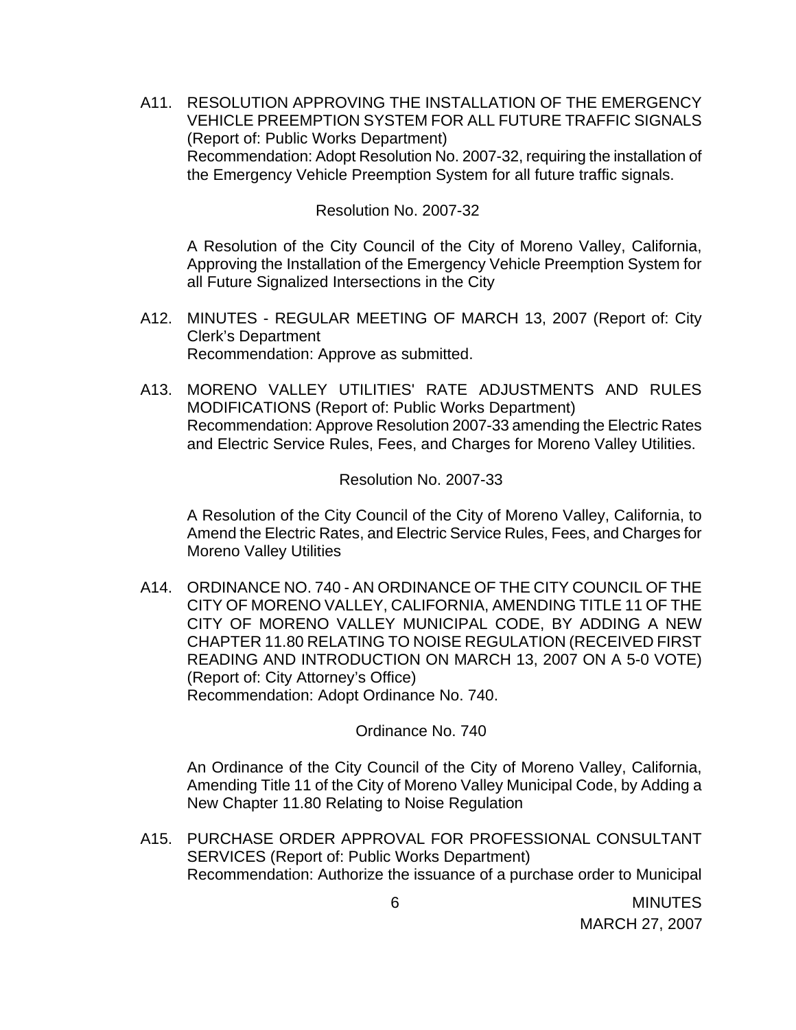A11. RESOLUTION APPROVING THE INSTALLATION OF THE EMERGENCY VEHICLE PREEMPTION SYSTEM FOR ALL FUTURE TRAFFIC SIGNALS (Report of: Public Works Department)
Recommendation: Adopt Resolution No. 2007-32, requiring the installation of the Emergency Vehicle Preemption System for all future traffic signals.

Resolution No. 2007-32

A Resolution of the City Council of the City of Moreno Valley, California, Approving the Installation of the Emergency Vehicle Preemption System for all Future Signalized Intersections in the City

A12. MINUTES - REGULAR MEETING OF MARCH 13, 2007 (Report of: City Clerk's Department
Recommendation: Approve as submitted.

A13. MORENO VALLEY UTILITIES' RATE ADJUSTMENTS AND RULES MODIFICATIONS (Report of: Public Works Department)
Recommendation: Approve Resolution 2007-33 amending the Electric Rates and Electric Service Rules, Fees, and Charges for Moreno Valley Utilities.

Resolution No. 2007-33

A Resolution of the City Council of the City of Moreno Valley, California, to Amend the Electric Rates, and Electric Service Rules, Fees, and Charges for Moreno Valley Utilities

A14. ORDINANCE NO. 740 - AN ORDINANCE OF THE CITY COUNCIL OF THE CITY OF MORENO VALLEY, CALIFORNIA, AMENDING TITLE 11 OF THE CITY OF MORENO VALLEY MUNICIPAL CODE, BY ADDING A NEW CHAPTER 11.80 RELATING TO NOISE REGULATION (RECEIVED FIRST READING AND INTRODUCTION ON MARCH 13, 2007 ON A 5-0 VOTE) (Report of: City Attorney's Office)
Recommendation: Adopt Ordinance No. 740.

Ordinance No. 740

An Ordinance of the City Council of the City of Moreno Valley, California, Amending Title 11 of the City of Moreno Valley Municipal Code, by Adding a New Chapter 11.80 Relating to Noise Regulation

A15. PURCHASE ORDER APPROVAL FOR PROFESSIONAL CONSULTANT SERVICES (Report of: Public Works Department)
Recommendation: Authorize the issuance of a purchase order to Municipal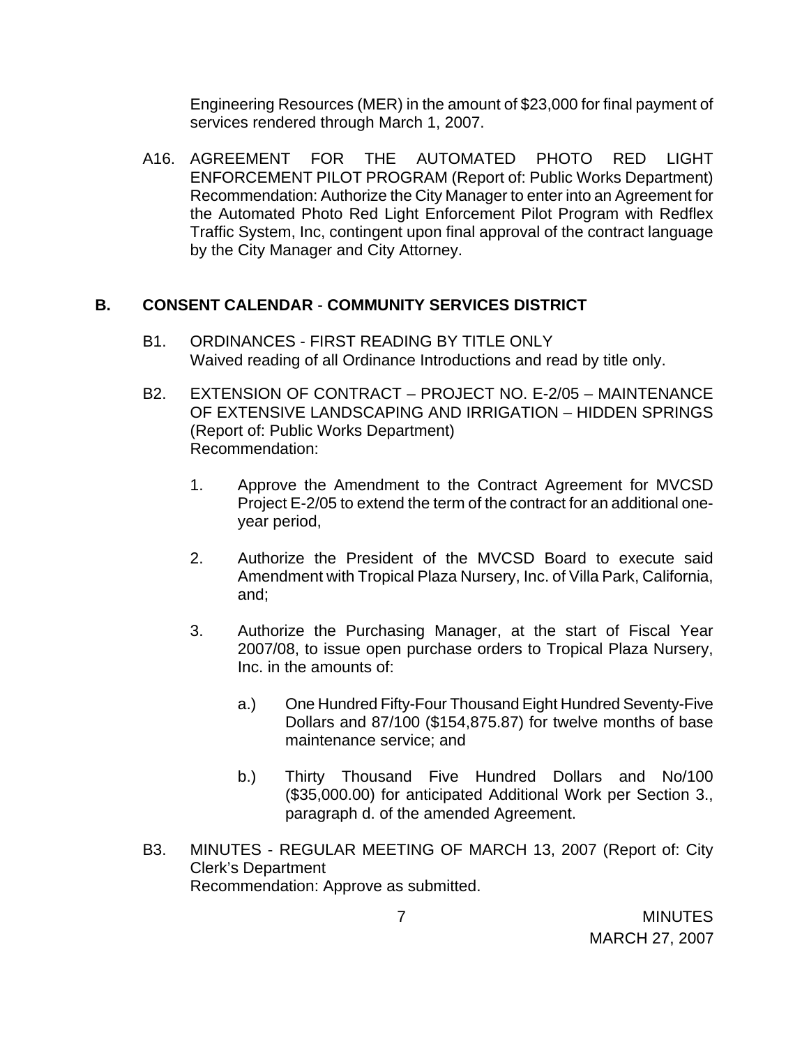Engineering Resources (MER) in the amount of $23,000 for final payment of services rendered through March 1, 2007.

A16. AGREEMENT FOR THE AUTOMATED PHOTO RED LIGHT ENFORCEMENT PILOT PROGRAM (Report of: Public Works Department) Recommendation: Authorize the City Manager to enter into an Agreement for the Automated Photo Red Light Enforcement Pilot Program with Redflex Traffic System, Inc, contingent upon final approval of the contract language by the City Manager and City Attorney.

**B. CONSENT CALENDAR - COMMUNITY SERVICES DISTRICT**

B1. ORDINANCES - FIRST READING BY TITLE ONLY
Waived reading of all Ordinance Introductions and read by title only.

B2. EXTENSION OF CONTRACT – PROJECT NO. E-2/05 – MAINTENANCE OF EXTENSIVE LANDSCAPING AND IRRIGATION – HIDDEN SPRINGS (Report of: Public Works Department)
Recommendation:

1. Approve the Amendment to the Contract Agreement for MVCSD Project E-2/05 to extend the term of the contract for an additional one-year period,

2. Authorize the President of the MVCSD Board to execute said Amendment with Tropical Plaza Nursery, Inc. of Villa Park, California, and;

3. Authorize the Purchasing Manager, at the start of Fiscal Year 2007/08, to issue open purchase orders to Tropical Plaza Nursery, Inc. in the amounts of:

   a.) One Hundred Fifty-Four Thousand Eight Hundred Seventy-Five Dollars and 87/100 ($154,875.87) for twelve months of base maintenance service; and

   b.) Thirty Thousand Five Hundred Dollars and No/100 ($35,000.00) for anticipated Additional Work per Section 3., paragraph d. of the amended Agreement.

B3. MINUTES - REGULAR MEETING OF MARCH 13, 2007 (Report of: City Clerk's Department
Recommendation: Approve as submitted.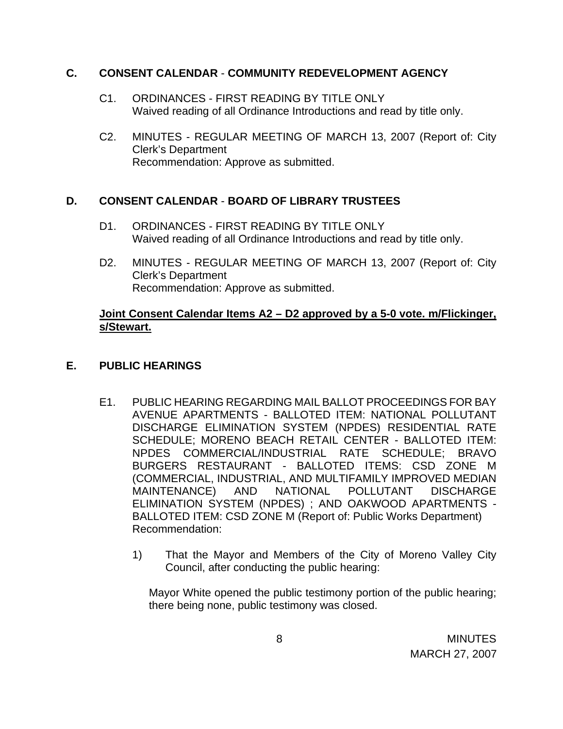## C. CONSENT CALENDAR - COMMUNITY REDEVELOPMENT AGENCY

C1. ORDINANCES - FIRST READING BY TITLE ONLY
Waived reading of all Ordinance Introductions and read by title only.

C2. MINUTES - REGULAR MEETING OF MARCH 13, 2007 (Report of: City Clerk's Department
Recommendation: Approve as submitted.

## D. CONSENT CALENDAR - BOARD OF LIBRARY TRUSTEES

D1. ORDINANCES - FIRST READING BY TITLE ONLY
Waived reading of all Ordinance Introductions and read by title only.

D2. MINUTES - REGULAR MEETING OF MARCH 13, 2007 (Report of: City Clerk's Department
Recommendation: Approve as submitted.

**Joint Consent Calendar Items A2 – D2 approved by a 5-0 vote. m/Flickinger, s/Stewart.**

## E. PUBLIC HEARINGS

E1. PUBLIC HEARING REGARDING MAIL BALLOT PROCEEDINGS FOR BAY AVENUE APARTMENTS - BALLOTED ITEM: NATIONAL POLLUTANT DISCHARGE ELIMINATION SYSTEM (NPDES) RESIDENTIAL RATE SCHEDULE; MORENO BEACH RETAIL CENTER - BALLOTED ITEM: NPDES COMMERCIAL/INDUSTRIAL RATE SCHEDULE; BRAVO BURGERS RESTAURANT - BALLOTED ITEMS: CSD ZONE M (COMMERCIAL, INDUSTRIAL, AND MULTIFAMILY IMPROVED MEDIAN MAINTENANCE) AND NATIONAL POLLUTANT DISCHARGE ELIMINATION SYSTEM (NPDES) ; AND OAKWOOD APARTMENTS - BALLOTED ITEM: CSD ZONE M (Report of: Public Works Department)
Recommendation:

1) That the Mayor and Members of the City of Moreno Valley City Council, after conducting the public hearing:

Mayor White opened the public testimony portion of the public hearing; there being none, public testimony was closed.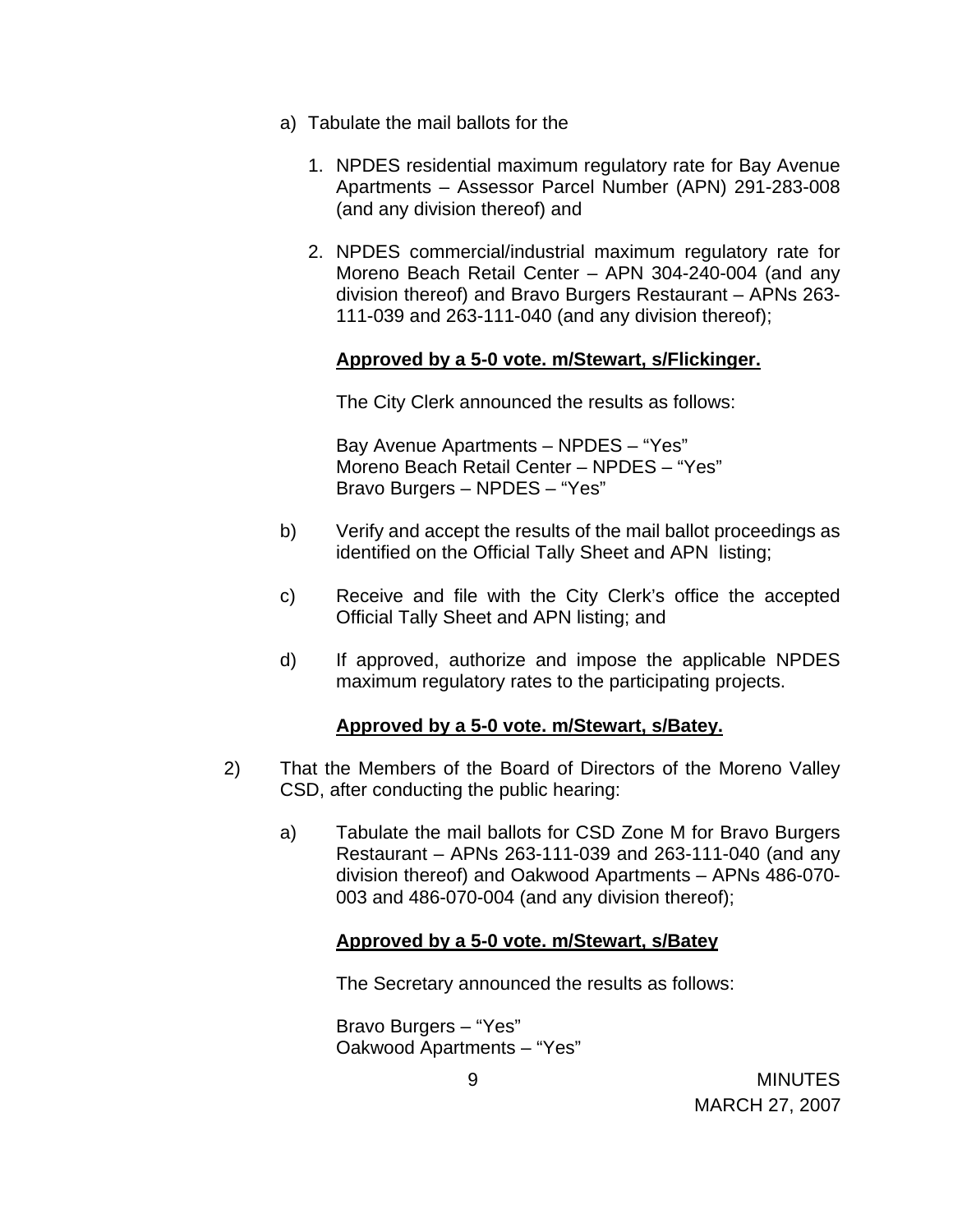a) Tabulate the mail ballots for the

1. NPDES residential maximum regulatory rate for Bay Avenue Apartments – Assessor Parcel Number (APN) 291-283-008 (and any division thereof) and

2. NPDES commercial/industrial maximum regulatory rate for Moreno Beach Retail Center – APN 304-240-004 (and any division thereof) and Bravo Burgers Restaurant – APNs 263-111-039 and 263-111-040 (and any division thereof);

**Approved by a 5-0 vote. m/Stewart, s/Flickinger.**

The City Clerk announced the results as follows:

Bay Avenue Apartments – NPDES – "Yes"
Moreno Beach Retail Center – NPDES – "Yes"
Bravo Burgers – NPDES – "Yes"

b) Verify and accept the results of the mail ballot proceedings as identified on the Official Tally Sheet and APN listing;

c) Receive and file with the City Clerk's office the accepted Official Tally Sheet and APN listing; and

d) If approved, authorize and impose the applicable NPDES maximum regulatory rates to the participating projects.

**Approved by a 5-0 vote. m/Stewart, s/Batey.**

2) That the Members of the Board of Directors of the Moreno Valley CSD, after conducting the public hearing:

a) Tabulate the mail ballots for CSD Zone M for Bravo Burgers Restaurant – APNs 263-111-039 and 263-111-040 (and any division thereof) and Oakwood Apartments – APNs 486-070-003 and 486-070-004 (and any division thereof);

**Approved by a 5-0 vote. m/Stewart, s/Batey**

The Secretary announced the results as follows:

Bravo Burgers – "Yes"
Oakwood Apartments – "Yes"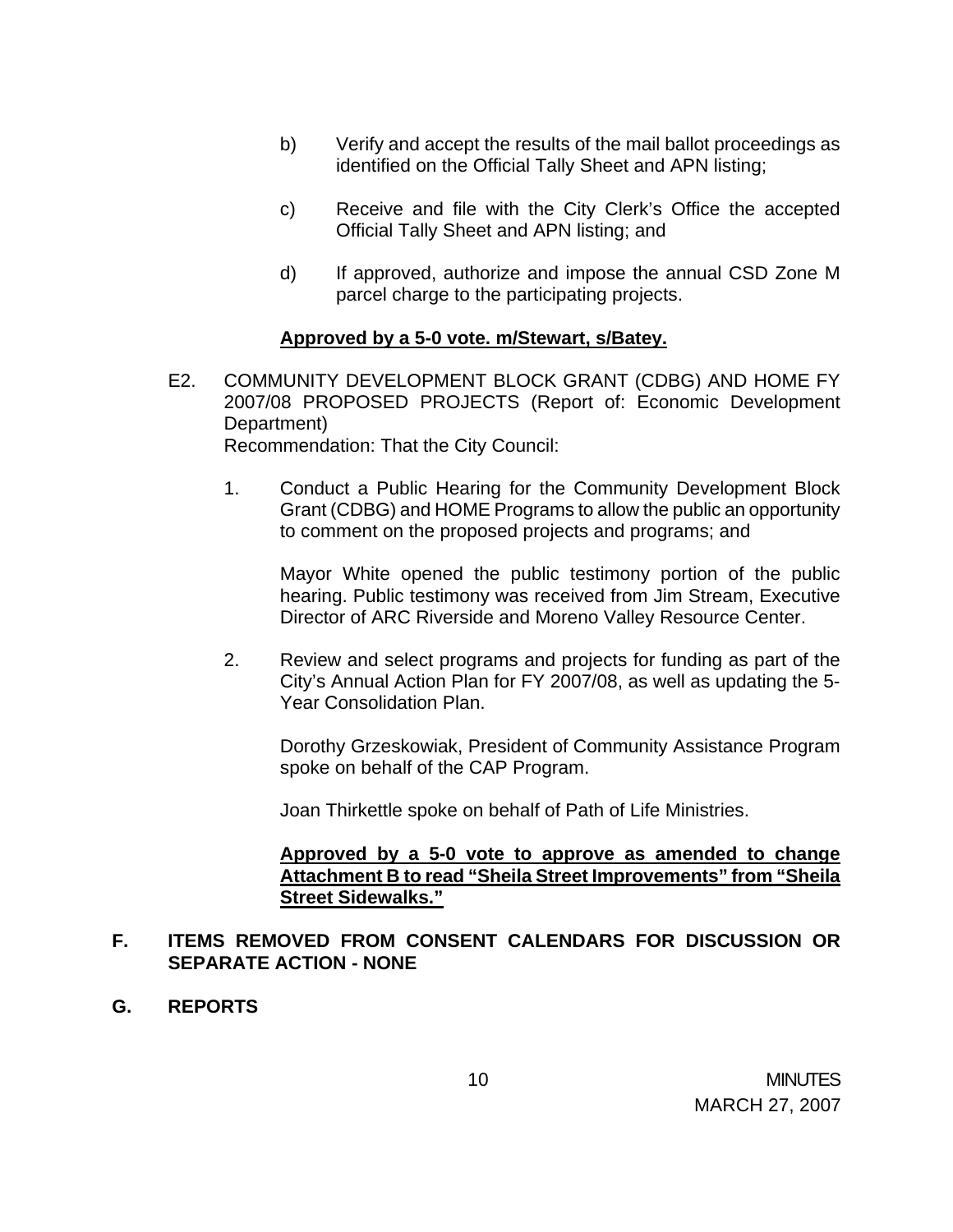b) Verify and accept the results of the mail ballot proceedings as identified on the Official Tally Sheet and APN listing;

c) Receive and file with the City Clerk's Office the accepted Official Tally Sheet and APN listing; and

d) If approved, authorize and impose the annual CSD Zone M parcel charge to the participating projects.

**Approved by a 5-0 vote. m/Stewart, s/Batey.**

E2. COMMUNITY DEVELOPMENT BLOCK GRANT (CDBG) AND HOME FY 2007/08 PROPOSED PROJECTS (Report of: Economic Development Department)
Recommendation: That the City Council:

1. Conduct a Public Hearing for the Community Development Block Grant (CDBG) and HOME Programs to allow the public an opportunity to comment on the proposed projects and programs; and

   Mayor White opened the public testimony portion of the public hearing. Public testimony was received from Jim Stream, Executive Director of ARC Riverside and Moreno Valley Resource Center.

2. Review and select programs and projects for funding as part of the City's Annual Action Plan for FY 2007/08, as well as updating the 5-Year Consolidation Plan.

   Dorothy Grzeskowiak, President of Community Assistance Program spoke on behalf of the CAP Program.

   Joan Thirkettle spoke on behalf of Path of Life Ministries.

   **Approved by a 5-0 vote to approve as amended to change Attachment B to read "Sheila Street Improvements" from "Sheila Street Sidewalks."**

**F. ITEMS REMOVED FROM CONSENT CALENDARS FOR DISCUSSION OR SEPARATE ACTION - NONE**

**G. REPORTS**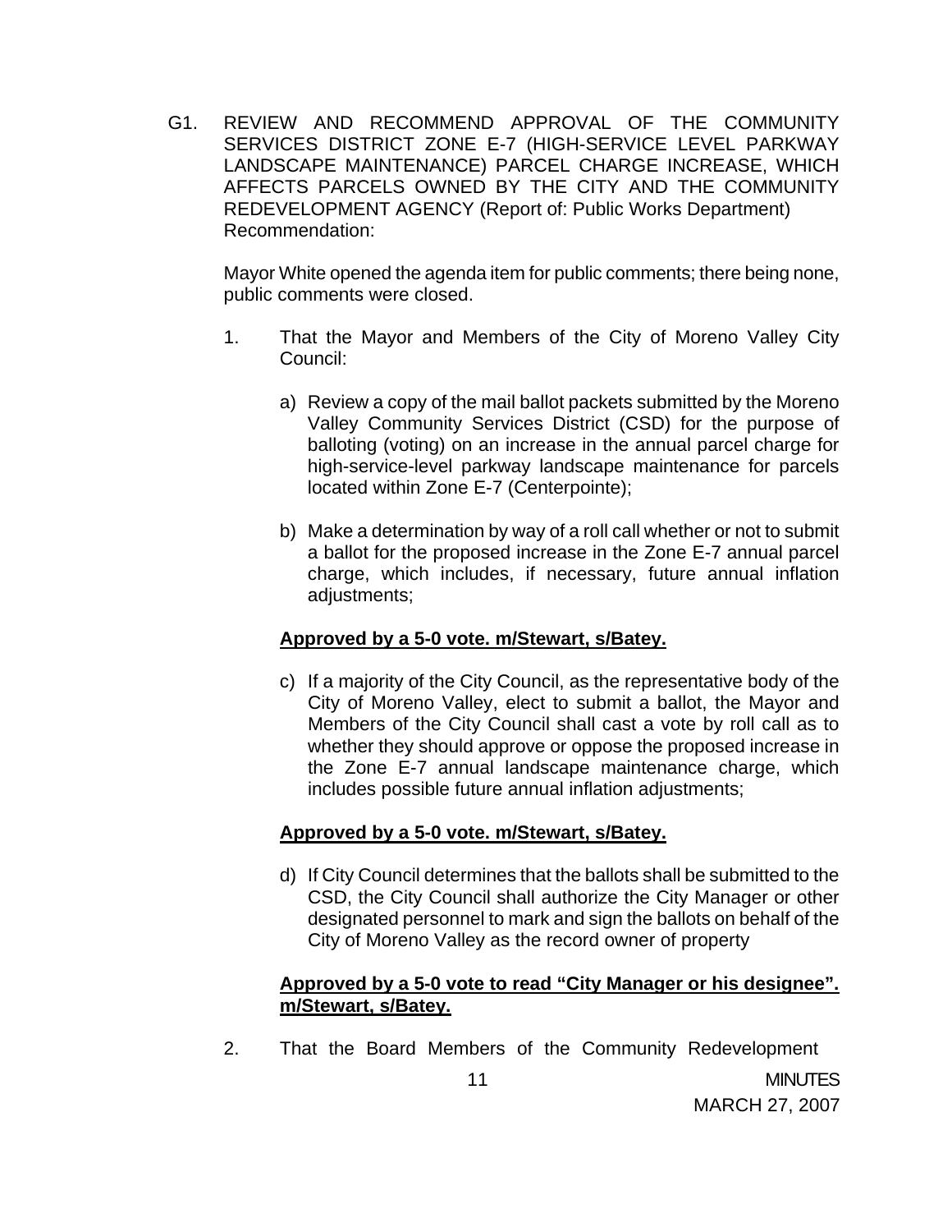G1. REVIEW AND RECOMMEND APPROVAL OF THE COMMUNITY SERVICES DISTRICT ZONE E-7 (HIGH-SERVICE LEVEL PARKWAY LANDSCAPE MAINTENANCE) PARCEL CHARGE INCREASE, WHICH AFFECTS PARCELS OWNED BY THE CITY AND THE COMMUNITY REDEVELOPMENT AGENCY (Report of: Public Works Department) Recommendation:

Mayor White opened the agenda item for public comments; there being none, public comments were closed.

1. That the Mayor and Members of the City of Moreno Valley City Council:

   a) Review a copy of the mail ballot packets submitted by the Moreno Valley Community Services District (CSD) for the purpose of balloting (voting) on an increase in the annual parcel charge for high-service-level parkway landscape maintenance for parcels located within Zone E-7 (Centerpointe);

   b) Make a determination by way of a roll call whether or not to submit a ballot for the proposed increase in the Zone E-7 annual parcel charge, which includes, if necessary, future annual inflation adjustments;

   **Approved by a 5-0 vote. m/Stewart, s/Batey.**

   c) If a majority of the City Council, as the representative body of the City of Moreno Valley, elect to submit a ballot, the Mayor and Members of the City Council shall cast a vote by roll call as to whether they should approve or oppose the proposed increase in the Zone E-7 annual landscape maintenance charge, which includes possible future annual inflation adjustments;

   **Approved by a 5-0 vote. m/Stewart, s/Batey.**

   d) If City Council determines that the ballots shall be submitted to the CSD, the City Council shall authorize the City Manager or other designated personnel to mark and sign the ballots on behalf of the City of Moreno Valley as the record owner of property

   **Approved by a 5-0 vote to read "City Manager or his designee". m/Stewart, s/Batey.**

2. That the Board Members of the Community Redevelopment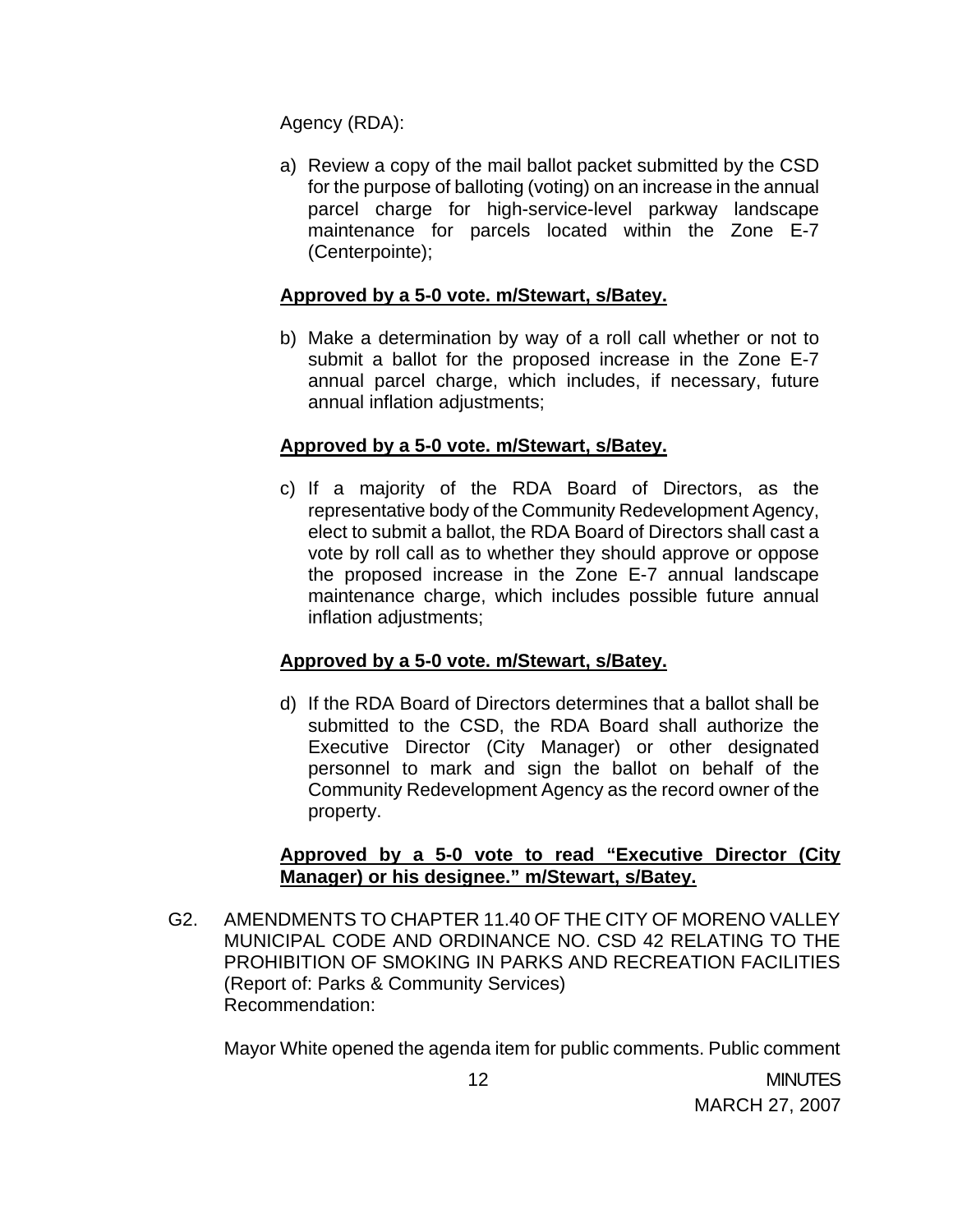Agency (RDA):

a) Review a copy of the mail ballot packet submitted by the CSD for the purpose of balloting (voting) on an increase in the annual parcel charge for high-service-level parkway landscape maintenance for parcels located within the Zone E-7 (Centerpointe);

**Approved by a 5-0 vote. m/Stewart, s/Batey.**

b) Make a determination by way of a roll call whether or not to submit a ballot for the proposed increase in the Zone E-7 annual parcel charge, which includes, if necessary, future annual inflation adjustments;

**Approved by a 5-0 vote. m/Stewart, s/Batey.**

c) If a majority of the RDA Board of Directors, as the representative body of the Community Redevelopment Agency, elect to submit a ballot, the RDA Board of Directors shall cast a vote by roll call as to whether they should approve or oppose the proposed increase in the Zone E-7 annual landscape maintenance charge, which includes possible future annual inflation adjustments;

**Approved by a 5-0 vote. m/Stewart, s/Batey.**

d) If the RDA Board of Directors determines that a ballot shall be submitted to the CSD, the RDA Board shall authorize the Executive Director (City Manager) or other designated personnel to mark and sign the ballot on behalf of the Community Redevelopment Agency as the record owner of the property.

**Approved by a 5-0 vote to read "Executive Director (City Manager) or his designee." m/Stewart, s/Batey.**

G2. AMENDMENTS TO CHAPTER 11.40 OF THE CITY OF MORENO VALLEY MUNICIPAL CODE AND ORDINANCE NO. CSD 42 RELATING TO THE PROHIBITION OF SMOKING IN PARKS AND RECREATION FACILITIES (Report of: Parks & Community Services)
Recommendation:

Mayor White opened the agenda item for public comments. Public comment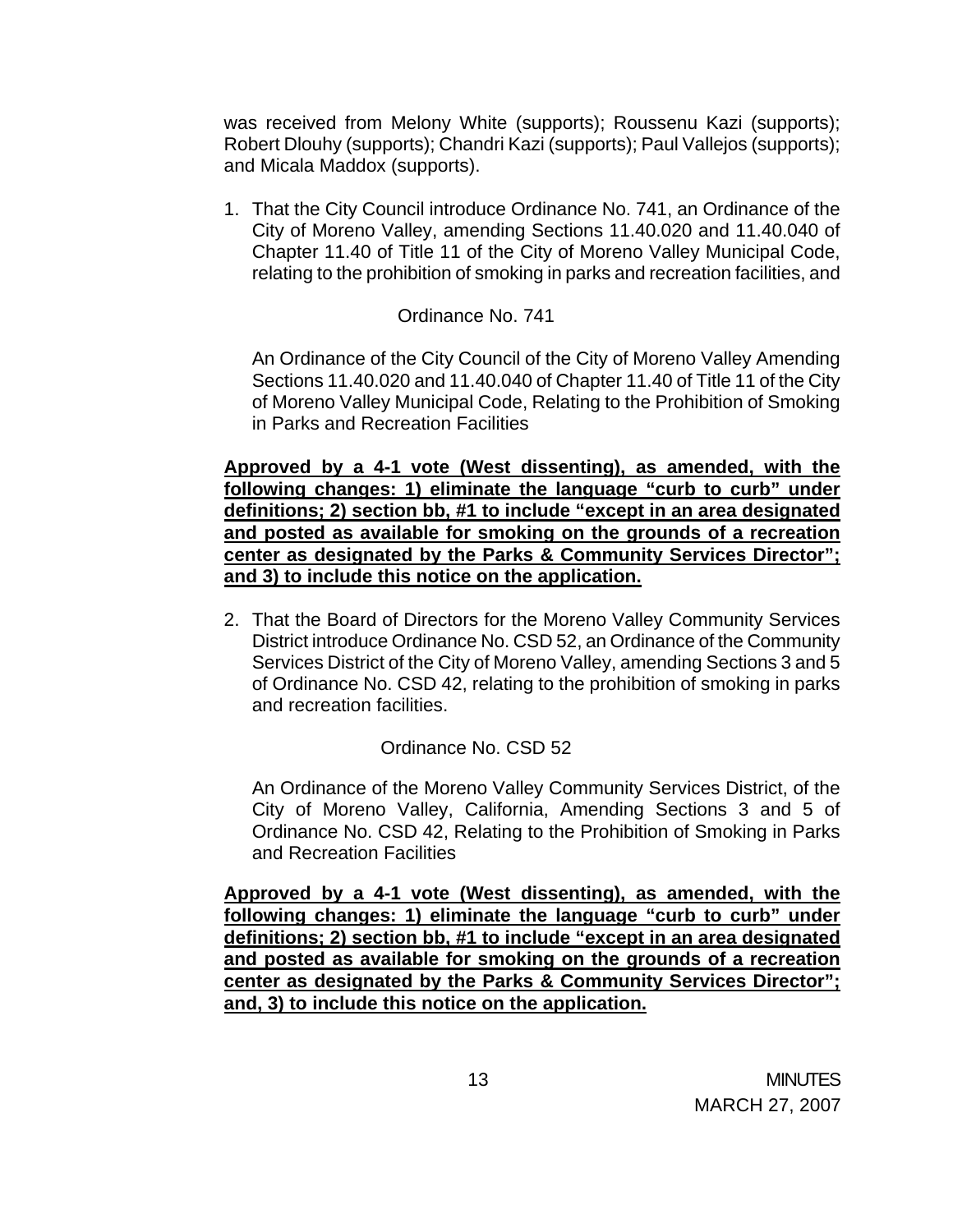was received from Melony White (supports); Roussenu Kazi (supports); Robert Dlouhy (supports); Chandri Kazi (supports); Paul Vallejos (supports); and Micala Maddox (supports).

1. That the City Council introduce Ordinance No. 741, an Ordinance of the City of Moreno Valley, amending Sections 11.40.020 and 11.40.040 of Chapter 11.40 of Title 11 of the City of Moreno Valley Municipal Code, relating to the prohibition of smoking in parks and recreation facilities, and

   Ordinance No. 741

   An Ordinance of the City Council of the City of Moreno Valley Amending Sections 11.40.020 and 11.40.040 of Chapter 11.40 of Title 11 of the City of Moreno Valley Municipal Code, Relating to the Prohibition of Smoking in Parks and Recreation Facilities

   **Approved by a 4-1 vote (West dissenting), as amended, with the following changes: 1) eliminate the language "curb to curb" under definitions; 2) section bb, #1 to include "except in an area designated and posted as available for smoking on the grounds of a recreation center as designated by the Parks & Community Services Director"; and 3) to include this notice on the application.**

2. That the Board of Directors for the Moreno Valley Community Services District introduce Ordinance No. CSD 52, an Ordinance of the Community Services District of the City of Moreno Valley, amending Sections 3 and 5 of Ordinance No. CSD 42, relating to the prohibition of smoking in parks and recreation facilities.

   Ordinance No. CSD 52

   An Ordinance of the Moreno Valley Community Services District, of the City of Moreno Valley, California, Amending Sections 3 and 5 of Ordinance No. CSD 42, Relating to the Prohibition of Smoking in Parks and Recreation Facilities

   **Approved by a 4-1 vote (West dissenting), as amended, with the following changes: 1) eliminate the language "curb to curb" under definitions; 2) section bb, #1 to include "except in an area designated and posted as available for smoking on the grounds of a recreation center as designated by the Parks & Community Services Director"; and, 3) to include this notice on the application.**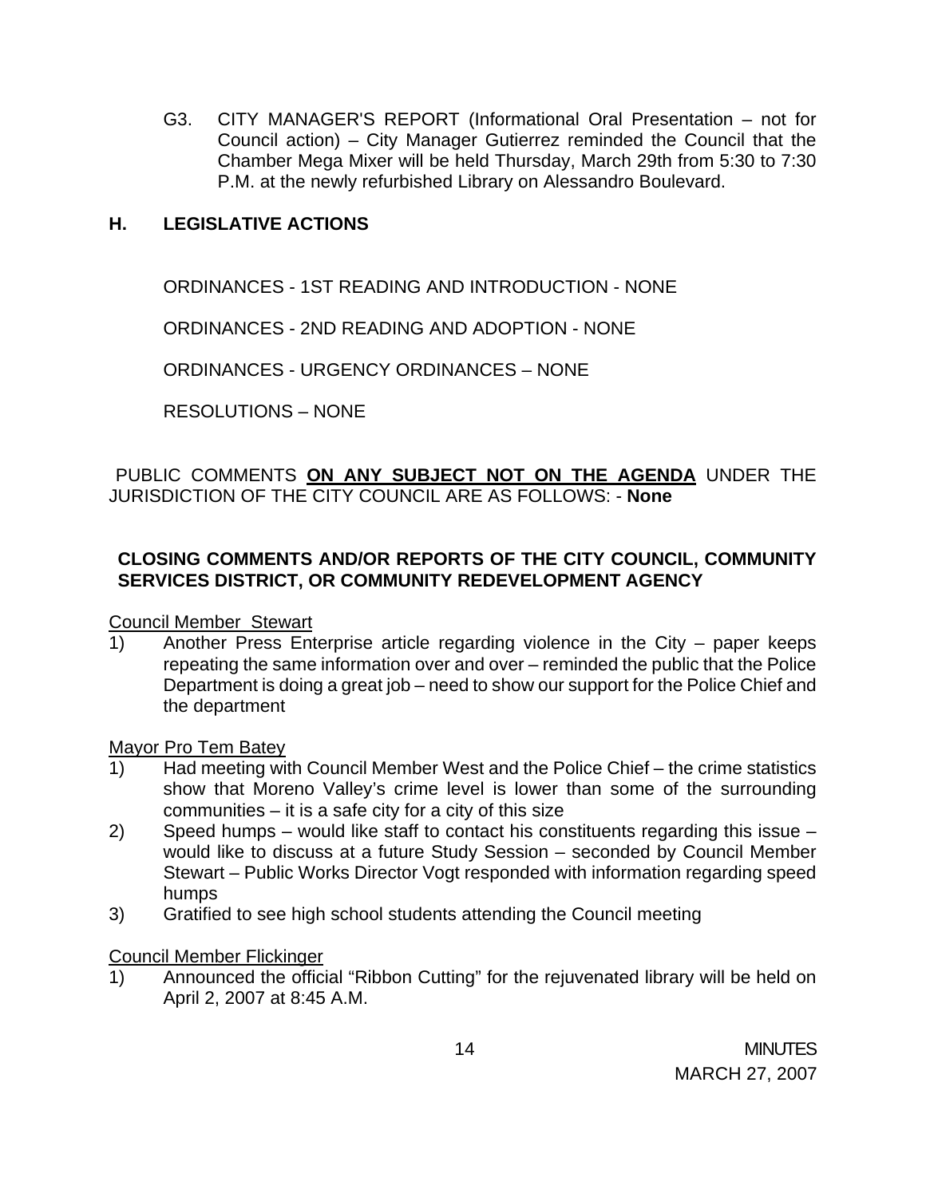G3. CITY MANAGER'S REPORT (Informational Oral Presentation – not for Council action) – City Manager Gutierrez reminded the Council that the Chamber Mega Mixer will be held Thursday, March 29th from 5:30 to 7:30 P.M. at the newly refurbished Library on Alessandro Boulevard.

## H. LEGISLATIVE ACTIONS

ORDINANCES - 1ST READING AND INTRODUCTION - NONE

ORDINANCES - 2ND READING AND ADOPTION - NONE

ORDINANCES - URGENCY ORDINANCES – NONE

RESOLUTIONS – NONE

PUBLIC COMMENTS **ON ANY SUBJECT NOT ON THE AGENDA** UNDER THE JURISDICTION OF THE CITY COUNCIL ARE AS FOLLOWS: - **None**

**CLOSING COMMENTS AND/OR REPORTS OF THE CITY COUNCIL, COMMUNITY SERVICES DISTRICT, OR COMMUNITY REDEVELOPMENT AGENCY**

Council Member Stewart

1) Another Press Enterprise article regarding violence in the City – paper keeps repeating the same information over and over – reminded the public that the Police Department is doing a great job – need to show our support for the Police Chief and the department

Mayor Pro Tem Batey

1) Had meeting with Council Member West and the Police Chief – the crime statistics show that Moreno Valley's crime level is lower than some of the surrounding communities – it is a safe city for a city of this size
2) Speed humps – would like staff to contact his constituents regarding this issue – would like to discuss at a future Study Session – seconded by Council Member Stewart – Public Works Director Vogt responded with information regarding speed humps
3) Gratified to see high school students attending the Council meeting

Council Member Flickinger

1) Announced the official "Ribbon Cutting" for the rejuvenated library will be held on April 2, 2007 at 8:45 A.M.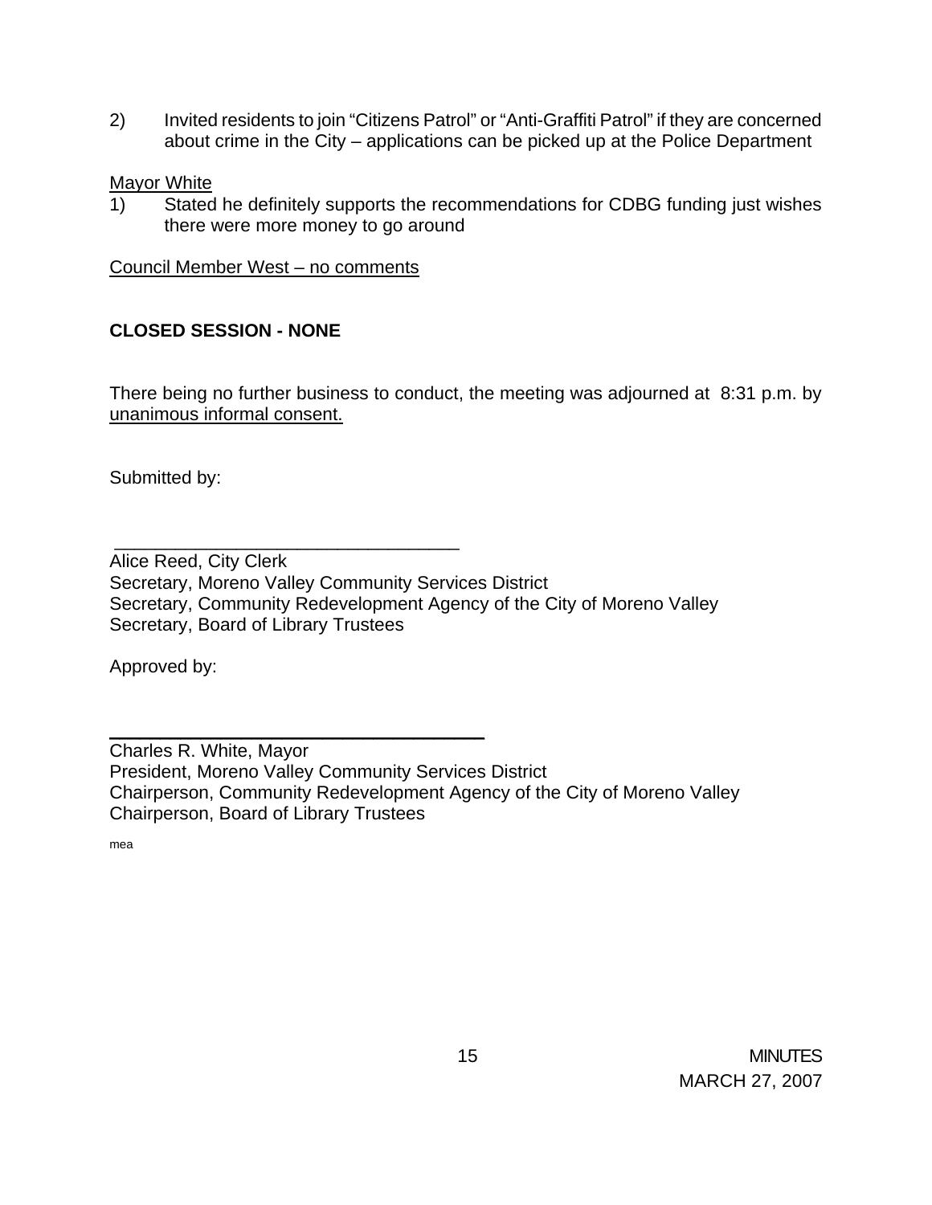2) Invited residents to join "Citizens Patrol" or "Anti-Graffiti Patrol" if they are concerned about crime in the City – applications can be picked up at the Police Department

Mayor White

1) Stated he definitely supports the recommendations for CDBG funding just wishes there were more money to go around

Council Member West – no comments

**CLOSED SESSION - NONE**

There being no further business to conduct, the meeting was adjourned at 8:31 p.m. by unanimous informal consent.

Submitted by:

\_\_\_\_\_\_\_\_\_\_\_\_\_\_\_\_\_\_\_\_\_\_\_\_\_\_\_\_\_\_\_\_\_\_\_\_

Alice Reed, City Clerk
Secretary, Moreno Valley Community Services District
Secretary, Community Redevelopment Agency of the City of Moreno Valley
Secretary, Board of Library Trustees

Approved by:

\_\_\_\_\_\_\_\_\_\_\_\_\_\_\_\_\_\_\_\_\_\_\_\_\_\_\_\_\_\_\_\_\_\_\_\_

Charles R. White, Mayor
President, Moreno Valley Community Services District
Chairperson, Community Redevelopment Agency of the City of Moreno Valley
Chairperson, Board of Library Trustees

mea